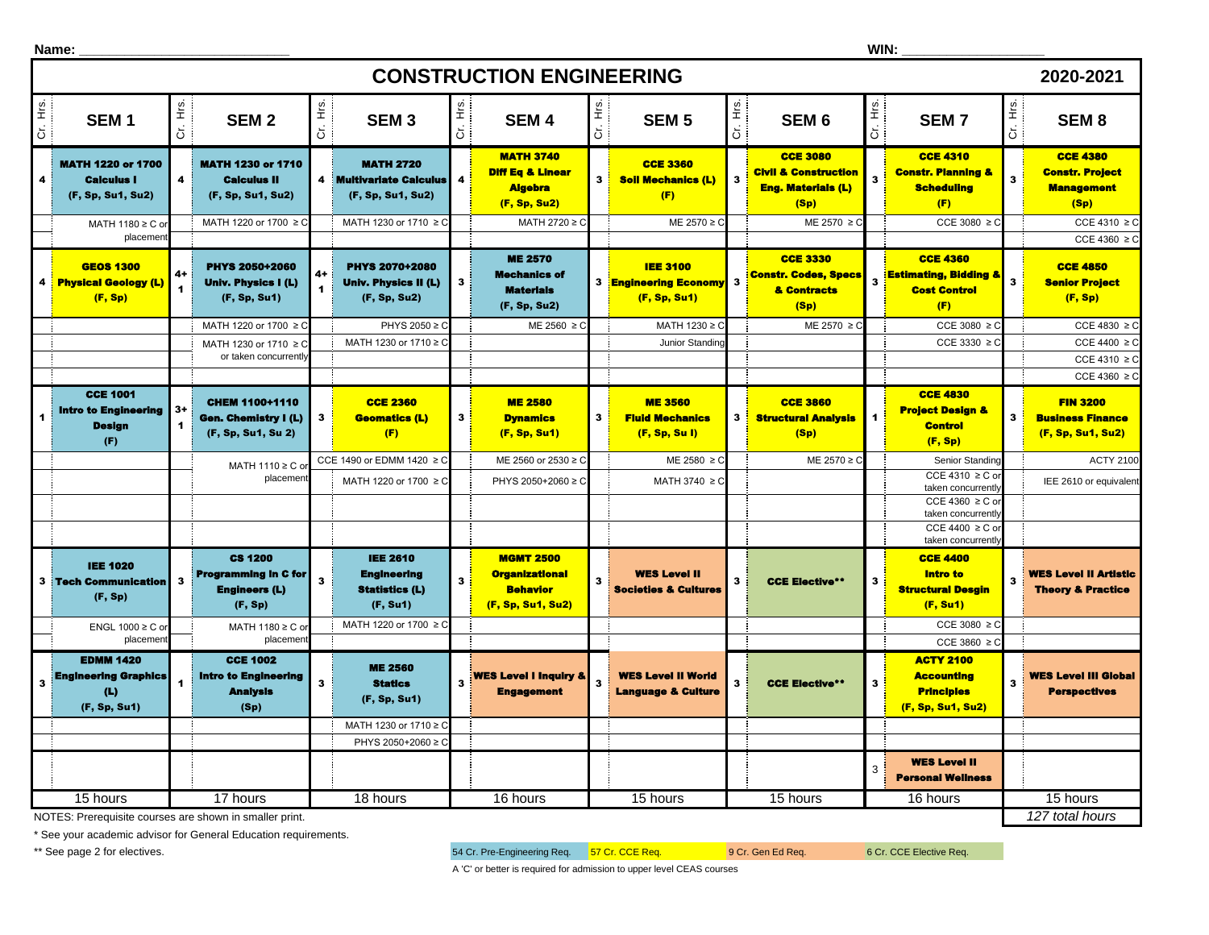**Name:** ______________________________ **WIN:** ____________________

# CONSTRUCTION ENGINEERING

**2020-2021**

| Cr. Hrs. | SEM 1 | Cr. Hrs. | SEM 2 | Cr. Hrs. | SEM 3 | Cr. Hrs. | SEM 4 | Cr. Hrs. | SEM 5 | Cr. Hrs. | SEM 6 | Cr. Hrs. | SEM 7 | Cr. Hrs. | SEM 8 |
|---|---|---|---|---|---|---|---|---|---|---|---|---|---|---|---|
| 4 | **MATH 1220 or 1700 Calculus I (F, Sp, Su1, Su2)** | 4 | **MATH 1230 or 1710 Calculus II (F, Sp, Su1, Su2)** | 4 | **MATH 2720 Multivariate Calculus (F, Sp, Su1, Su2)** | 4 | **MATH 3740 Diff Eq & Linear Algebra (F, Sp, Su2)** | 3 | **CCE 3360 Soil Mechanics (L) (F)** | 3 | **CCE 3080 Civil & Construction Eng. Materials (L) (Sp)** | 3 | **CCE 4310 Constr. Planning & Scheduling (F)** | 3 | **CCE 4380 Constr. Project Management (Sp)** |
| | MATH 1180 ≥ C or placement | | MATH 1220 or 1700 ≥ C | | MATH 1230 or 1710 ≥ C | | MATH 2720 ≥ C | | ME 2570 ≥ C | | ME 2570 ≥ C | | CCE 3080 ≥ C | | CCE 4310 ≥ C; CCE 4360 ≥ C |
| 4 | **GEOS 1300 Physical Geology (L) (F, Sp)** | 4+1 | **PHYS 2050+2060 Univ. Physics I (L) (F, Sp, Su1)** | 4+1 | **PHYS 2070+2080 Univ. Physics II (L) (F, Sp, Su2)** | 3 | **ME 2570 Mechanics of Materials (F, Sp, Su2)** | 3 | **IEE 3100 Engineering Economy (F, Sp, Su1)** | 3 | **CCE 3330 Constr. Codes, Specs & Contracts (Sp)** | 3 | **CCE 4360 Estimating, Bidding & Cost Control (F)** | 3 | **CCE 4850 Senior Project (F, Sp)** |
| | | | MATH 1220 or 1700 ≥ C; MATH 1230 or 1710 ≥ C or taken concurrently | | PHYS 2050 ≥ C; MATH 1230 or 1710 ≥ C | | ME 2560 ≥ C | | MATH 1230 ≥ C; Junior Standing | | ME 2570 ≥ C | | CCE 3080 ≥ C; CCE 3330 ≥ C | | CCE 4830 ≥ C; CCE 4400 ≥ C; CCE 4310 ≥ C; CCE 4360 ≥ C |
| 1 | **CCE 1001 Intro to Engineering Design (F)** | 3+1 | **CHEM 1100+1110 Gen. Chemistry I (L) (F, Sp, Su1, Su 2)** | 3 | **CCE 2360 Geomatics (L) (F)** | 3 | **ME 2580 Dynamics (F, Sp, Su1)** | 3 | **ME 3560 Fluid Mechanics (F, Sp, Su I)** | 3 | **CCE 3860 Structural Analysis (Sp)** | 1 | **CCE 4830 Project Design & Control (F, Sp)** | 3 | **FIN 3200 Business Finance (F, Sp, Su1, Su2)** |
| | | | MATH 1110 ≥ C or placement | | CCE 1490 or EDMM 1420 ≥ C; MATH 1220 or 1700 ≥ C | | ME 2560 or 2530 ≥ C; PHYS 2050+2060 ≥ C | | ME 2580 ≥ C; MATH 3740 ≥ C | | ME 2570 ≥ C | | Senior Standing; CCE 4310 ≥ C or taken concurrently; CCE 4360 ≥ C or taken concurrently; CCE 4400 ≥ C or taken concurrently | | ACTY 2100; IEE 2610 or equivalent |
| 3 | **IEE 1020 Tech Communication (F, Sp)** | 3 | **CS 1200 Programming in C for Engineers (L) (F, Sp)** | 3 | **IEE 2610 Engineering Statistics (L) (F, Su1)** | 3 | **MGMT 2500 Organizational Behavior (F, Sp, Su1, Su2)** | 3 | **WES Level II Societies & Cultures** | 3 | **CCE Elective\*\*** | 3 | **CCE 4400 Intro to Structural Desgin (F, Su1)** | 3 | **WES Level II Artistic Theory & Practice** |
| | ENGL 1000 ≥ C or placement | | MATH 1180 ≥ C or placement | | MATH 1220 or 1700 ≥ C | | | | | | | | CCE 3080 ≥ C; CCE 3860 ≥ C | | |
| 3 | **EDMM 1420 Engineering Graphics (L) (F, Sp, Su1)** | 1 | **CCE 1002 Intro to Engineering Analysis (Sp)** | 3 | **ME 2560 Statics (F, Sp, Su1)** | 3 | **WES Level I Inquiry & Engagement** | 3 | **WES Level II World Language & Culture** | 3 | **CCE Elective\*\*** | 3 | **ACTY 2100 Accounting Principles (F, Sp, Su1, Su2)** | 3 | **WES Level III Global Perspectives** |
| | | | | | MATH 1230 or 1710 ≥ C; PHYS 2050+2060 ≥ C | | | | | | | | | | |
| | | | | | | | | | | | | 3 | **WES Level II Personal Wellness** | | |
| | 15 hours | | 17 hours | | 18 hours | | 16 hours | | 15 hours | | 15 hours | | 16 hours | | 15 hours |

*127 total hours*

NOTES: Prerequisite courses are shown in smaller print.

\* See your academic advisor for General Education requirements.

\*\* See page 2 for electives.

54 Cr. Pre-Engineering Req. | 57 Cr. CCE Req. | 9 Cr. Gen Ed Req. | 6 Cr. CCE Elective Req.

A 'C' or better is required for admission to upper level CEAS courses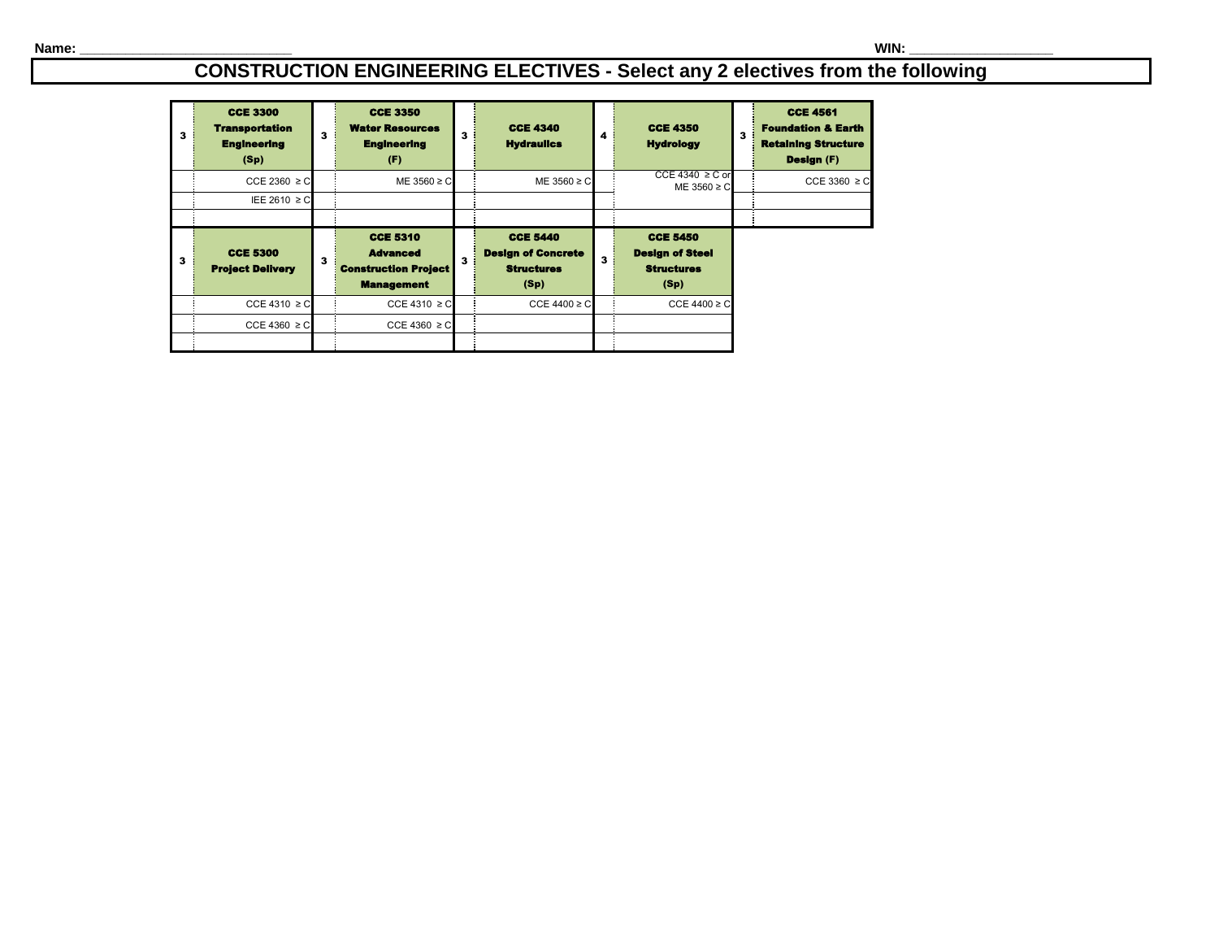Name: ___________________________ WIN: __________________

# CONSTRUCTION ENGINEERING ELECTIVES - Select any 2 electives from the following

| | | | | | | | | | |
|---|---|---|---|---|---|---|---|---|---|
| 3 | **CCE 3300 Transportation Engineering (Sp)** | 3 | **CCE 3350 Water Resources Engineering (F)** | 3 | **CCE 4340 Hydraulics** | 4 | **CCE 4350 Hydrology** | 3 | **CCE 4561 Foundation & Earth Retaining Structure Design (F)** |
| | CCE 2360 ≥ C | | ME 3560 ≥ C | | ME 3560 ≥ C | | CCE 4340 ≥ C or ME 3560 ≥ C | | CCE 3360 ≥ C |
| | IEE 2610 ≥ C | | | | | | | | |
| | | | | | | | | | |
| 3 | **CCE 5300 Project Delivery** | 3 | **CCE 5310 Advanced Construction Project Management** | 3 | **CCE 5440 Design of Concrete Structures (Sp)** | 3 | **CCE 5450 Design of Steel Structures (Sp)** | | |
| | CCE 4310 ≥ C | | CCE 4310 ≥ C | | CCE 4400 ≥ C | | CCE 4400 ≥ C | | |
| | CCE 4360 ≥ C | | CCE 4360 ≥ C | | | | | | |
| | | | | | | | | | |